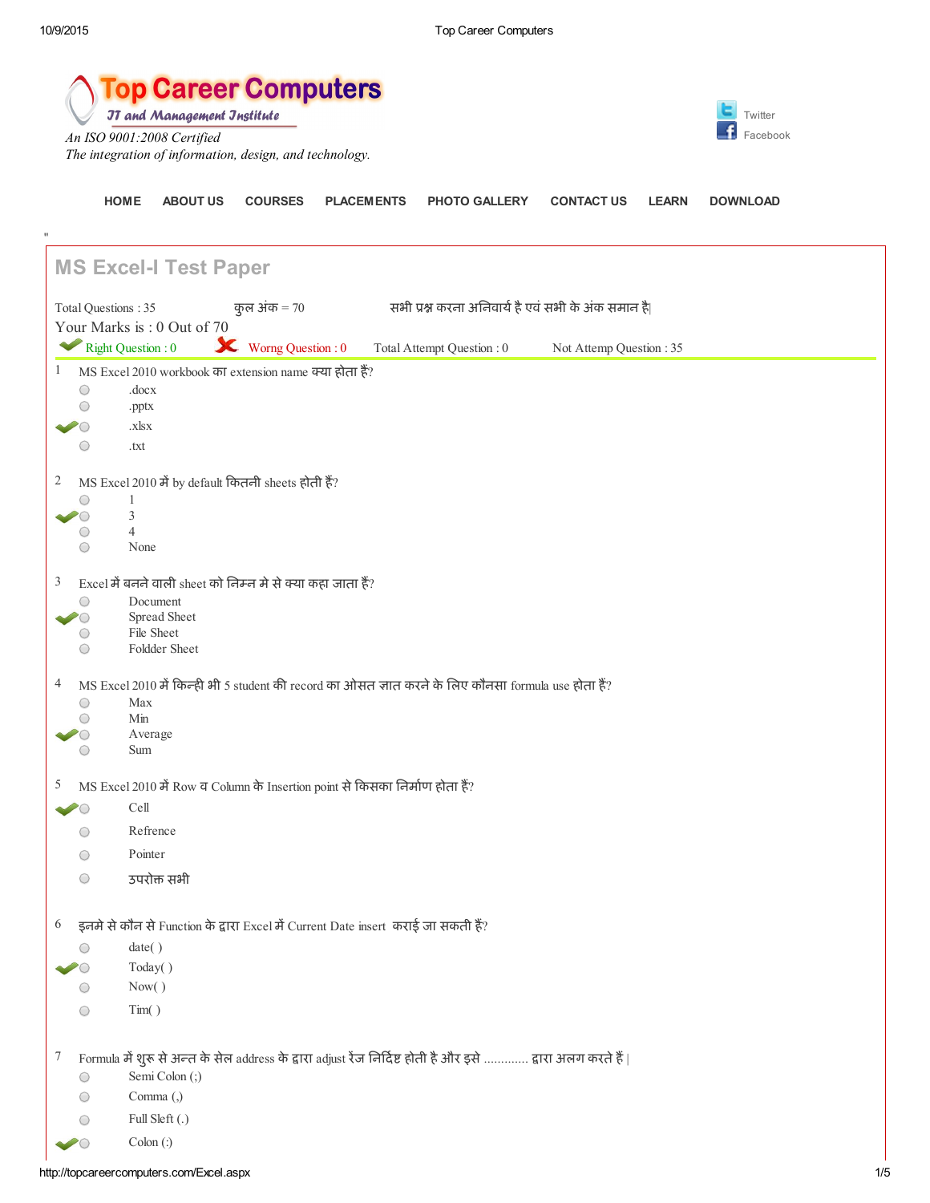# Top Career Computers

*IT and Management Institute*

*An ISO 9001:2008 Certified*

*The integration of information, design, and technology.*

Twitter
Facebook

HOME | ABOUT US | COURSES | PLACEMENTS | PHOTO GALLERY | CONTACT US | LEARN | DOWNLOAD

## MS Excel-I Test Paper

Total Questions : 35 &nbsp;&nbsp;&nbsp; कुल अंक = 70 &nbsp;&nbsp;&nbsp; सभी प्रश्न करना अनिवार्य है एवं सभी के अंक समान है|

Your Marks is : 0 Out of 70

✔ Right Question : 0 &nbsp;&nbsp; ✘ Worng Question : 0 &nbsp;&nbsp; Total Attempt Question : 0 &nbsp;&nbsp; Not Attemp Question : 35

1. MS Excel 2010 workbook का extension name क्या होता हैं?
   - .docx
   - .pptx
   - ✔ .xlsx
   - .txt

2. MS Excel 2010 में by default कितनी sheets होती हैं?
   - 1
   - ✔ 3
   - 4
   - None

3. Excel में बनने वाली sheet को निम्न मे से क्या कहा जाता हैं?
   - Document
   - ✔ Spread Sheet
   - File Sheet
   - Foldder Sheet

4. MS Excel 2010 में किन्ही भी 5 student की record का ओसत ज्ञात करने के लिए कौनसा formula use होता हैं?
   - Max
   - Min
   - ✔ Average
   - Sum

5. MS Excel 2010 में Row व Column के Insertion point से किसका निर्माण होता हैं?
   - ✔ Cell
   - Refrence
   - Pointer
   - उपरोक्त सभी

6. इनमे से कौन से Function के द्वारा Excel में Current Date insert कराई जा सकती हैं?
   - date( )
   - ✔ Today( )
   - Now( )
   - Tim( )

7. Formula में शुरू से अन्त के सेल address के द्वारा adjust रेंज निर्दिष्ट होती है और इसे ............ द्वारा अलग करते हैं |
   - Semi Colon (;)
   - Comma (,)
   - Full Sleft (.)
   - ✔ Colon (:)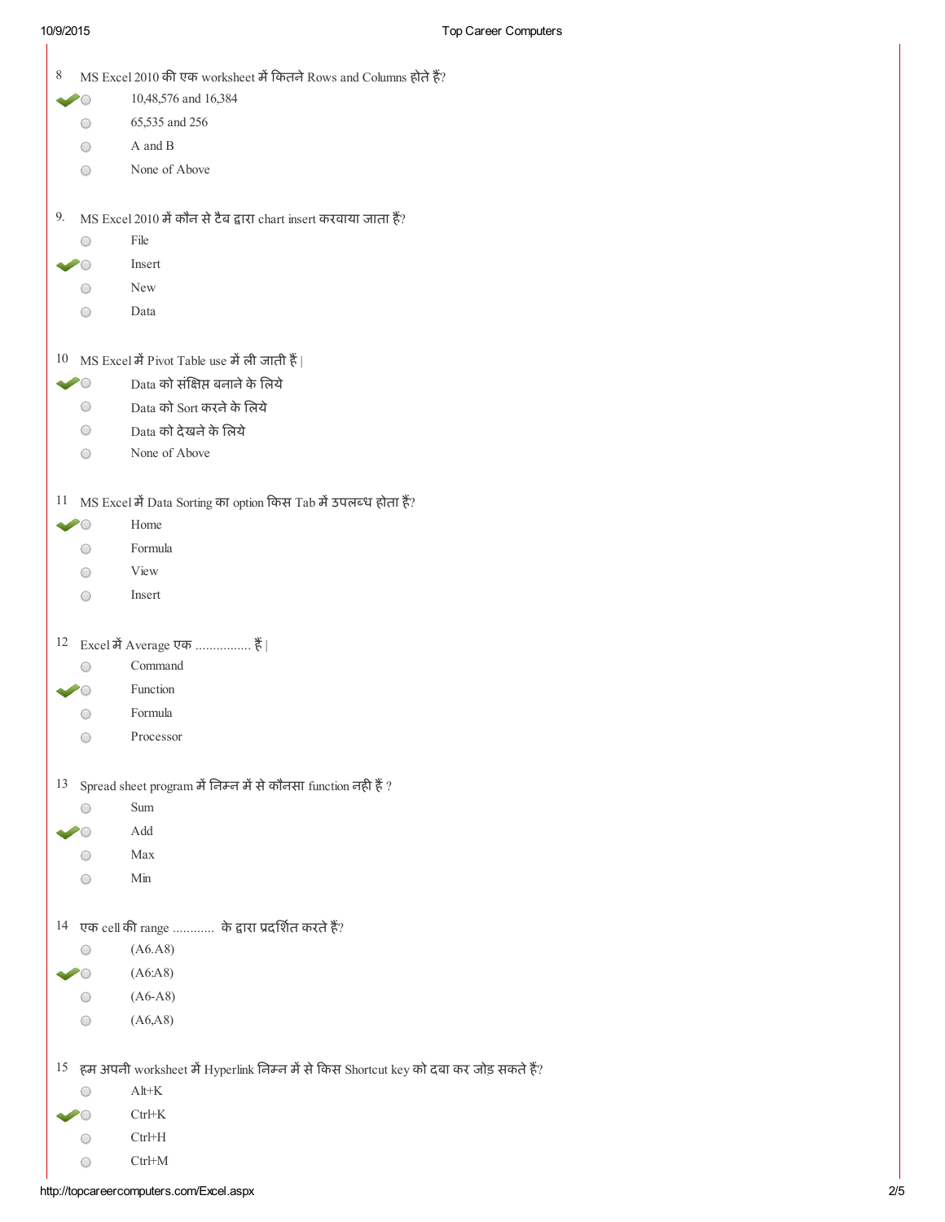8 MS Excel 2010 की एक worksheet में कितने Rows and Columns होते हैं?

- ✔ 10,48,576 and 16,384
- 65,535 and 256
- A and B
- None of Above

9. MS Excel 2010 में कौन से टैब द्वारा chart insert करवाया जाता हैं?

- File
- ✔ Insert
- New
- Data

10 MS Excel में Pivot Table use में ली जाती हैं |

- ✔ Data को संक्षिप्त बनाने के लिये
- Data को Sort करने के लिये
- Data को देखने के लिये
- None of Above

11 MS Excel में Data Sorting का option किस Tab में उपलब्ध होता हैं?

- ✔ Home
- Formula
- View
- Insert

12 Excel में Average एक ............... हैं |

- Command
- ✔ Function
- Formula
- Processor

13 Spread sheet program में निम्न में से कौनसा function नही हैं ?

- Sum
- ✔ Add
- Max
- Min

14 एक cell की range ............ के द्वारा प्रदर्शित करते हैं?

- (A6.A8)
- ✔ (A6:A8)
- (A6-A8)
- (A6,A8)

15 हम अपनी worksheet में Hyperlink निम्न में से किस Shortcut key को दबा कर जोड़ सकते हैं?

- Alt+K
- ✔ Ctrl+K
- Ctrl+H
- Ctrl+M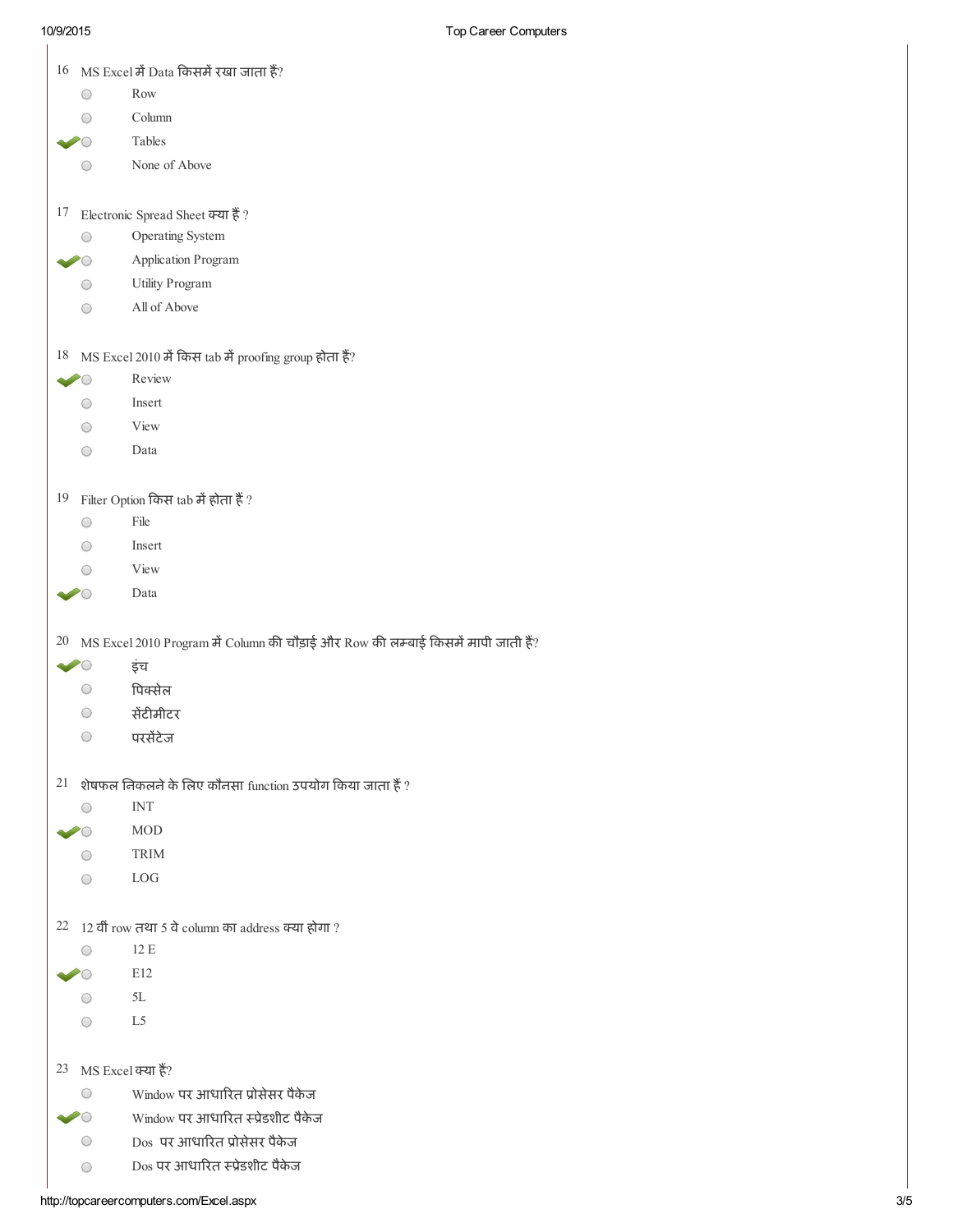16 MS Excel में Data किसमें रखा जाता हैं?

- Row
- Column
- ✔ Tables
- None of Above

17 Electronic Spread Sheet क्या हैं ?

- Operating System
- ✔ Application Program
- Utility Program
- All of Above

18 MS Excel 2010 में किस tab में proofing group होता हैं?

- ✔ Review
- Insert
- View
- Data

19 Filter Option किस tab में होता हैं ?

- File
- Insert
- View
- ✔ Data

20 MS Excel 2010 Program में Column की चौड़ाई और Row की लम्बाई किसमें मापी जाती हैं?

- ✔ इंच
- पिक्सेल
- सेंटीमीटर
- परसेंटेज

21 शेषफल निकलने के लिए कौनसा function उपयोग किया जाता हैं ?

- INT
- ✔ MOD
- TRIM
- LOG

22 12 वीं row तथा 5 वे column का address क्या होगा ?

- 12 E
- ✔ E12
- 5L
- L5

23 MS Excel क्या हैं?

- Window पर आधारित प्रोसेसर पैकेज
- ✔ Window पर आधारित स्प्रेडशीट पैकेज
- Dos पर आधारित प्रोसेसर पैकेज
- Dos पर आधारित स्प्रेडशीट पैकेज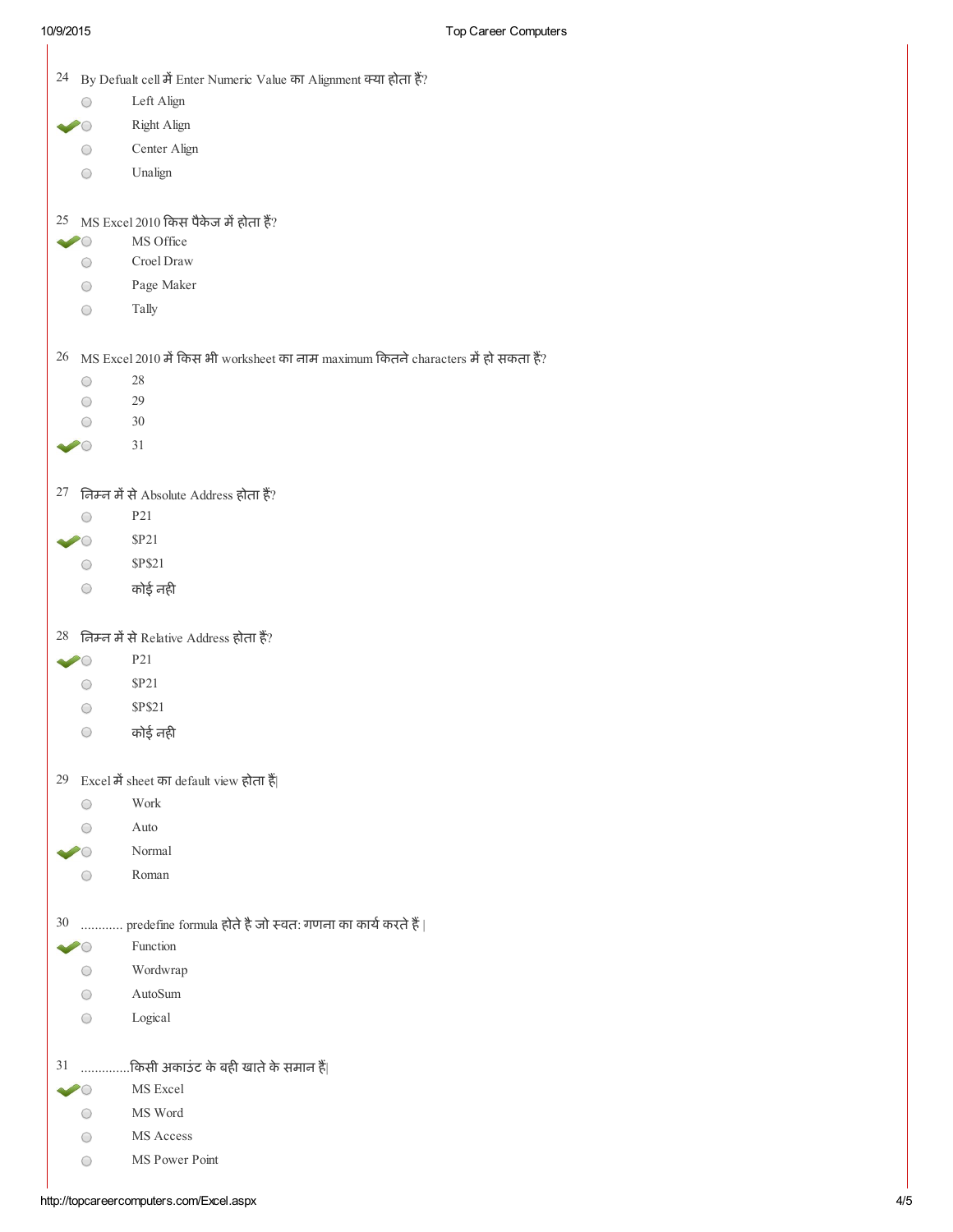24 By Defualt cell में Enter Numeric Value का Alignment क्या होता हैं?

- Left Align
- ✔ Right Align
- Center Align
- Unalign

25 MS Excel 2010 किस पैकेज में होता हैं?

- ✔ MS Office
- Croel Draw
- Page Maker
- Tally

26 MS Excel 2010 में किस भी worksheet का नाम maximum कितने characters में हो सकता हैं?

- 28
- 29
- 30
- ✔ 31

27 निम्न में से Absolute Address होता हैं?

- P21
- ✔ $P21
- $P$21
- कोई नही

28 निम्न में से Relative Address होता हैं?

- ✔ P21
- $P21
- $P$21
- कोई नही

29 Excel में sheet का default view होता हैं|

- Work
- Auto
- ✔ Normal
- Roman

30 ............ predefine formula होते है जो स्वत: गणना का कार्य करते हैं |

- ✔ Function
- Wordwrap
- AutoSum
- Logical

31 .............किसी अकाउंट के बही खाते के समान हैं|

- ✔ MS Excel
- MS Word
- MS Access
- MS Power Point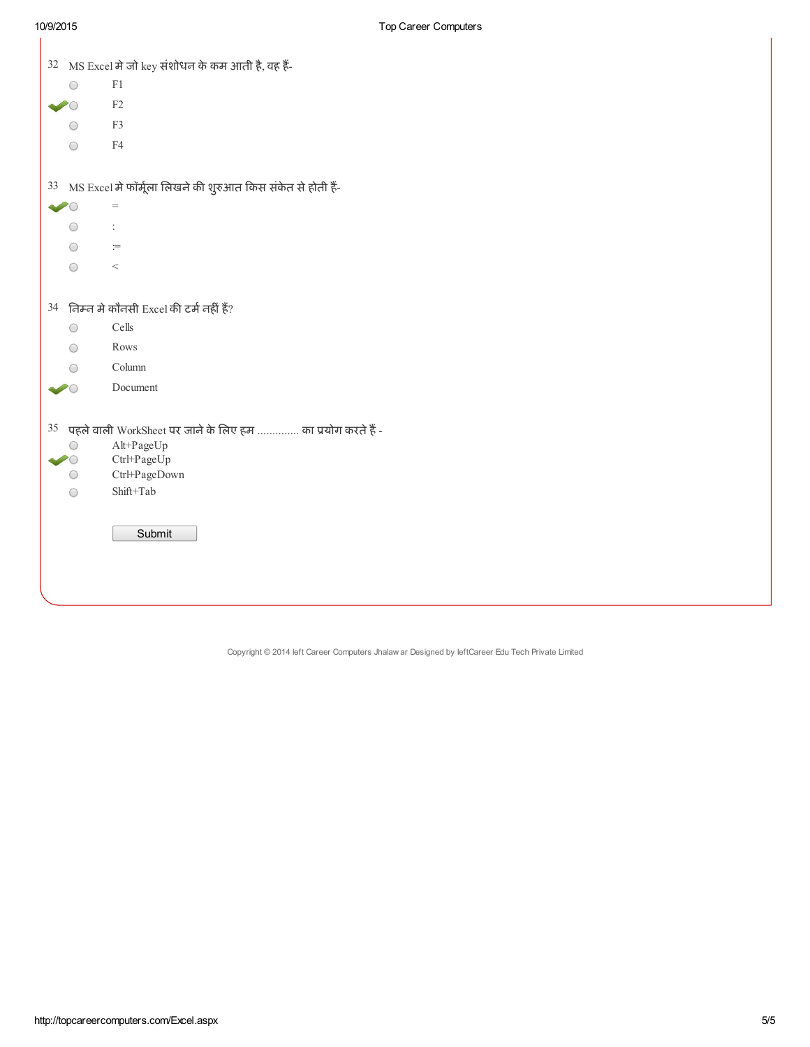32 MS Excel मे जो key संशोधन के कम आती है, वह हैं-

- F1
- ✔ F2
- F3
- F4

33 MS Excel मे फॉर्मूला लिखने की शुरुआत किस संकेत से होती हैं-

- ✔ =
- :
- :=
- <

34 निम्न मे कौनसी Excel की टर्म नहीं हैं?

- Cells
- Rows
- Column
- ✔ Document

35 पहले वाली WorkSheet पर जाने के लिए हम ............. का प्रयोग करते हैं -

- Alt+PageUp
- ✔ Ctrl+PageUp
- Ctrl+PageDown
- Shift+Tab

Submit

Copyright © 2014 left Career Computers Jhalawar Designed by leftCareer Edu Tech Private Limited